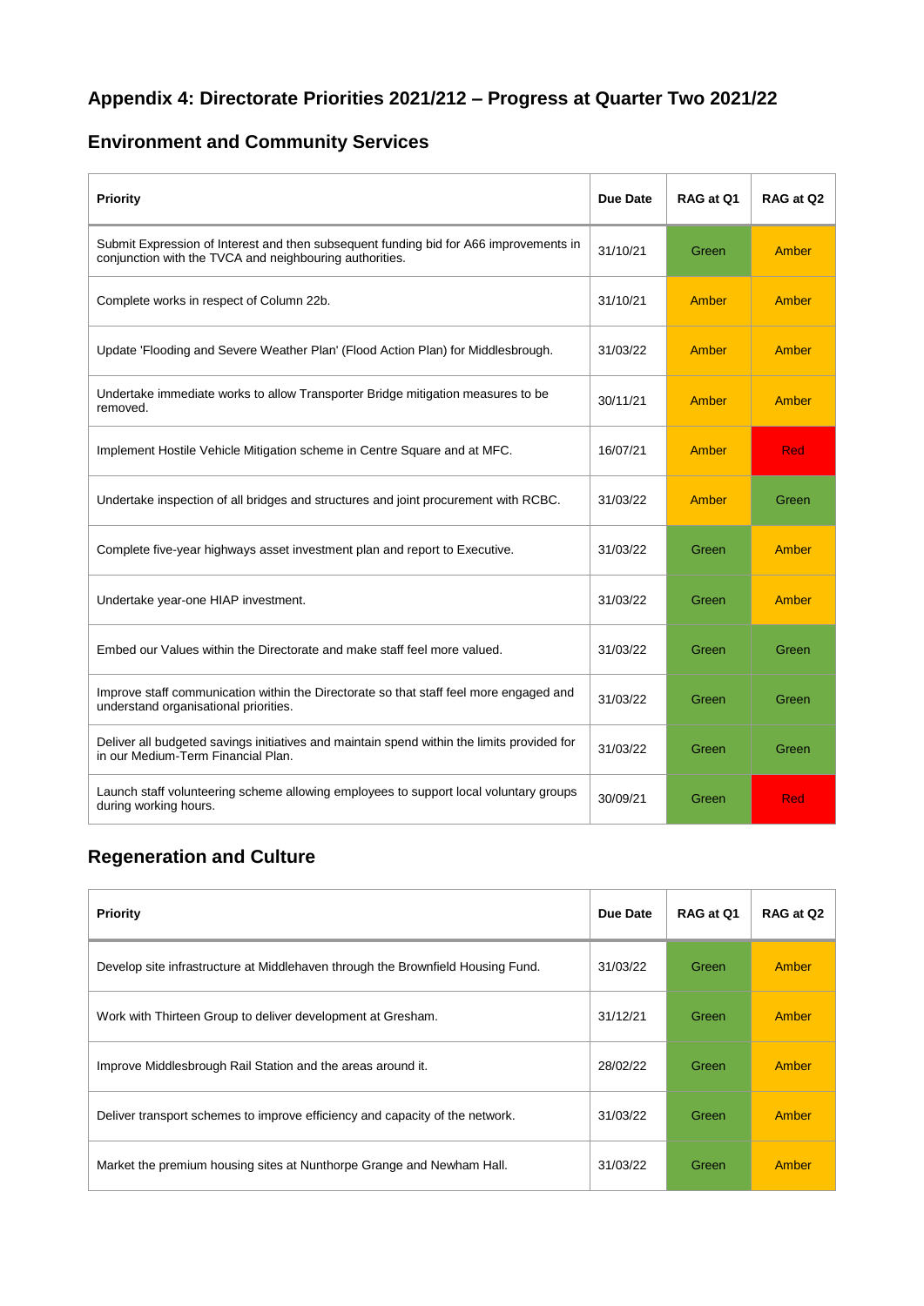# Appendix 4: Directorate Priorities 2021/212 – Progress at Quarter Two 2021/22

## Environment and Community Services

| Priority | Due Date | RAG at Q1 | RAG at Q2 |
|---|---|---|---|
| Submit Expression of Interest and then subsequent funding bid for A66 improvements in conjunction with the TVCA and neighbouring authorities. | 31/10/21 | Green | Amber |
| Complete works in respect of Column 22b. | 31/10/21 | Amber | Amber |
| Update 'Flooding and Severe Weather Plan' (Flood Action Plan) for Middlesbrough. | 31/03/22 | Amber | Amber |
| Undertake immediate works to allow Transporter Bridge mitigation measures to be removed. | 30/11/21 | Amber | Amber |
| Implement Hostile Vehicle Mitigation scheme in Centre Square and at MFC. | 16/07/21 | Amber | Red |
| Undertake inspection of all bridges and structures and joint procurement with RCBC. | 31/03/22 | Amber | Green |
| Complete five-year highways asset investment plan and report to Executive. | 31/03/22 | Green | Amber |
| Undertake year-one HIAP investment. | 31/03/22 | Green | Amber |
| Embed our Values within the Directorate and make staff feel more valued. | 31/03/22 | Green | Green |
| Improve staff communication within the Directorate so that staff feel more engaged and understand organisational priorities. | 31/03/22 | Green | Green |
| Deliver all budgeted savings initiatives and maintain spend within the limits provided for in our Medium-Term Financial Plan. | 31/03/22 | Green | Green |
| Launch staff volunteering scheme allowing employees to support local voluntary groups during working hours. | 30/09/21 | Green | Red |

## Regeneration and Culture

| Priority | Due Date | RAG at Q1 | RAG at Q2 |
|---|---|---|---|
| Develop site infrastructure at Middlehaven through the Brownfield Housing Fund. | 31/03/22 | Green | Amber |
| Work with Thirteen Group to deliver development at Gresham. | 31/12/21 | Green | Amber |
| Improve Middlesbrough Rail Station and the areas around it. | 28/02/22 | Green | Amber |
| Deliver transport schemes to improve efficiency and capacity of the network. | 31/03/22 | Green | Amber |
| Market the premium housing sites at Nunthorpe Grange and Newham Hall. | 31/03/22 | Green | Amber |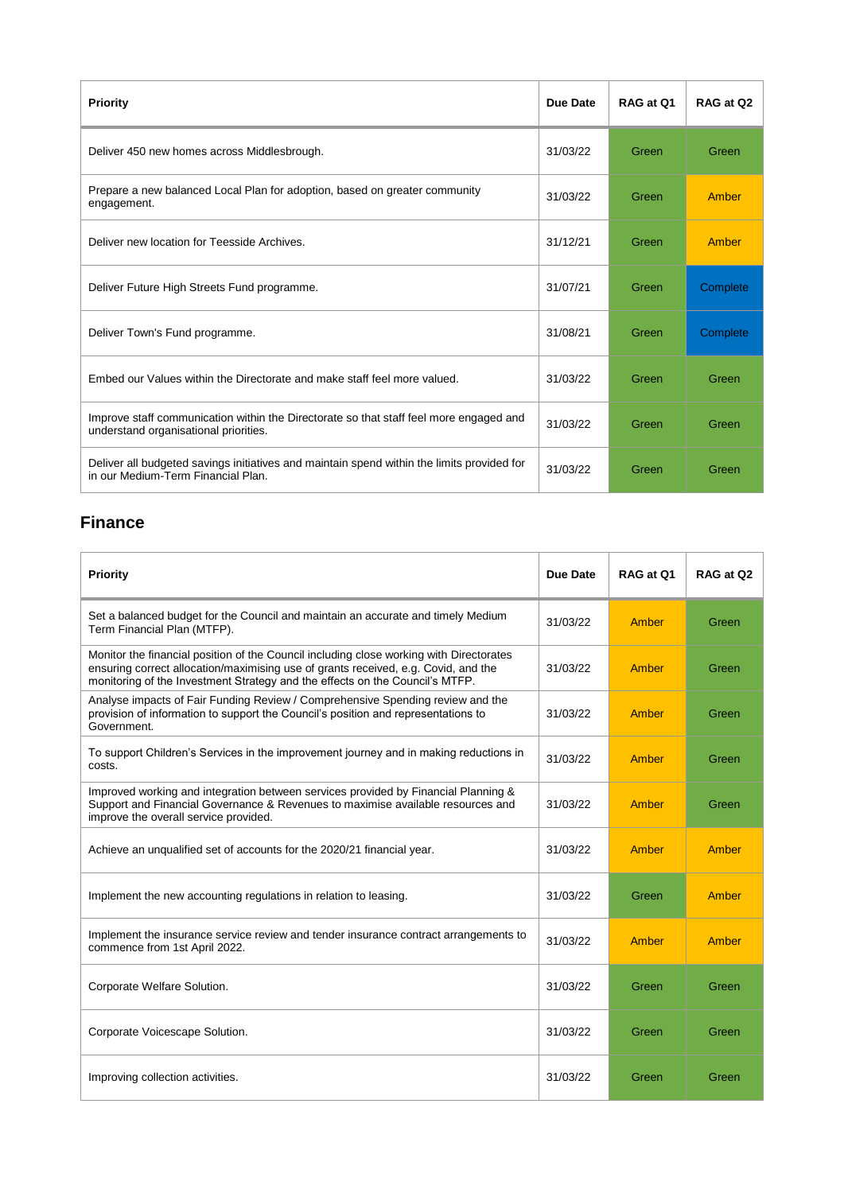| Priority | Due Date | RAG at Q1 | RAG at Q2 |
| --- | --- | --- | --- |
| Deliver 450 new homes across Middlesbrough. | 31/03/22 | Green | Green |
| Prepare a new balanced Local Plan for adoption, based on greater community engagement. | 31/03/22 | Green | Amber |
| Deliver new location for Teesside Archives. | 31/12/21 | Green | Amber |
| Deliver Future High Streets Fund programme. | 31/07/21 | Green | Complete |
| Deliver Town's Fund programme. | 31/08/21 | Green | Complete |
| Embed our Values within the Directorate and make staff feel more valued. | 31/03/22 | Green | Green |
| Improve staff communication within the Directorate so that staff feel more engaged and understand organisational priorities. | 31/03/22 | Green | Green |
| Deliver all budgeted savings initiatives and maintain spend within the limits provided for in our Medium-Term Financial Plan. | 31/03/22 | Green | Green |

## Finance

| Priority | Due Date | RAG at Q1 | RAG at Q2 |
| --- | --- | --- | --- |
| Set a balanced budget for the Council and maintain an accurate and timely Medium Term Financial Plan (MTFP). | 31/03/22 | Amber | Green |
| Monitor the financial position of the Council including close working with Directorates ensuring correct allocation/maximising use of grants received, e.g. Covid, and the monitoring of the Investment Strategy and the effects on the Council's MTFP. | 31/03/22 | Amber | Green |
| Analyse impacts of Fair Funding Review / Comprehensive Spending review and the provision of information to support the Council's position and representations to Government. | 31/03/22 | Amber | Green |
| To support Children's Services in the improvement journey and in making reductions in costs. | 31/03/22 | Amber | Green |
| Improved working and integration between services provided by Financial Planning & Support and Financial Governance & Revenues to maximise available resources and improve the overall service provided. | 31/03/22 | Amber | Green |
| Achieve an unqualified set of accounts for the 2020/21 financial year. | 31/03/22 | Amber | Amber |
| Implement the new accounting regulations in relation to leasing. | 31/03/22 | Green | Amber |
| Implement the insurance service review and tender insurance contract arrangements to commence from 1st April 2022. | 31/03/22 | Amber | Amber |
| Corporate Welfare Solution. | 31/03/22 | Green | Green |
| Corporate Voicescape Solution. | 31/03/22 | Green | Green |
| Improving collection activities. | 31/03/22 | Green | Green |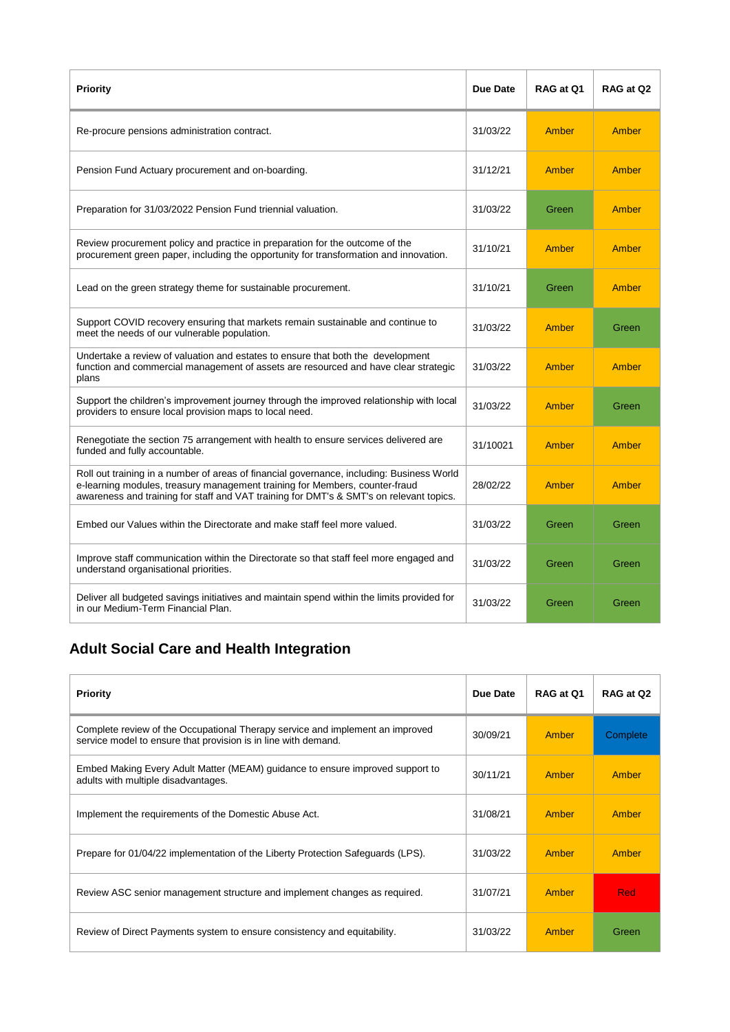| Priority | Due Date | RAG at Q1 | RAG at Q2 |
|---|---|---|---|
| Re-procure pensions administration contract. | 31/03/22 | Amber | Amber |
| Pension Fund Actuary procurement and on-boarding. | 31/12/21 | Amber | Amber |
| Preparation for 31/03/2022 Pension Fund triennial valuation. | 31/03/22 | Green | Amber |
| Review procurement policy and practice in preparation for the outcome of the procurement green paper, including the opportunity for transformation and innovation. | 31/10/21 | Amber | Amber |
| Lead on the green strategy theme for sustainable procurement. | 31/10/21 | Green | Amber |
| Support COVID recovery ensuring that markets remain sustainable and continue to meet the needs of our vulnerable population. | 31/03/22 | Amber | Green |
| Undertake a review of valuation and estates to ensure that both the development function and commercial management of assets are resourced and have clear strategic plans | 31/03/22 | Amber | Amber |
| Support the children's improvement journey through the improved relationship with local providers to ensure local provision maps to local need. | 31/03/22 | Amber | Green |
| Renegotiate the section 75 arrangement with health to ensure services delivered are funded and fully accountable. | 31/10021 | Amber | Amber |
| Roll out training in a number of areas of financial governance, including: Business World e-learning modules, treasury management training for Members, counter-fraud awareness and training for staff and VAT training for DMT's & SMT's on relevant topics. | 28/02/22 | Amber | Amber |
| Embed our Values within the Directorate and make staff feel more valued. | 31/03/22 | Green | Green |
| Improve staff communication within the Directorate so that staff feel more engaged and understand organisational priorities. | 31/03/22 | Green | Green |
| Deliver all budgeted savings initiatives and maintain spend within the limits provided for in our Medium-Term Financial Plan. | 31/03/22 | Green | Green |

## Adult Social Care and Health Integration

| Priority | Due Date | RAG at Q1 | RAG at Q2 |
|---|---|---|---|
| Complete review of the Occupational Therapy service and implement an improved service model to ensure that provision is in line with demand. | 30/09/21 | Amber | Complete |
| Embed Making Every Adult Matter (MEAM) guidance to ensure improved support to adults with multiple disadvantages. | 30/11/21 | Amber | Amber |
| Implement the requirements of the Domestic Abuse Act. | 31/08/21 | Amber | Amber |
| Prepare for 01/04/22 implementation of the Liberty Protection Safeguards (LPS). | 31/03/22 | Amber | Amber |
| Review ASC senior management structure and implement changes as required. | 31/07/21 | Amber | Red |
| Review of Direct Payments system to ensure consistency and equitability. | 31/03/22 | Amber | Green |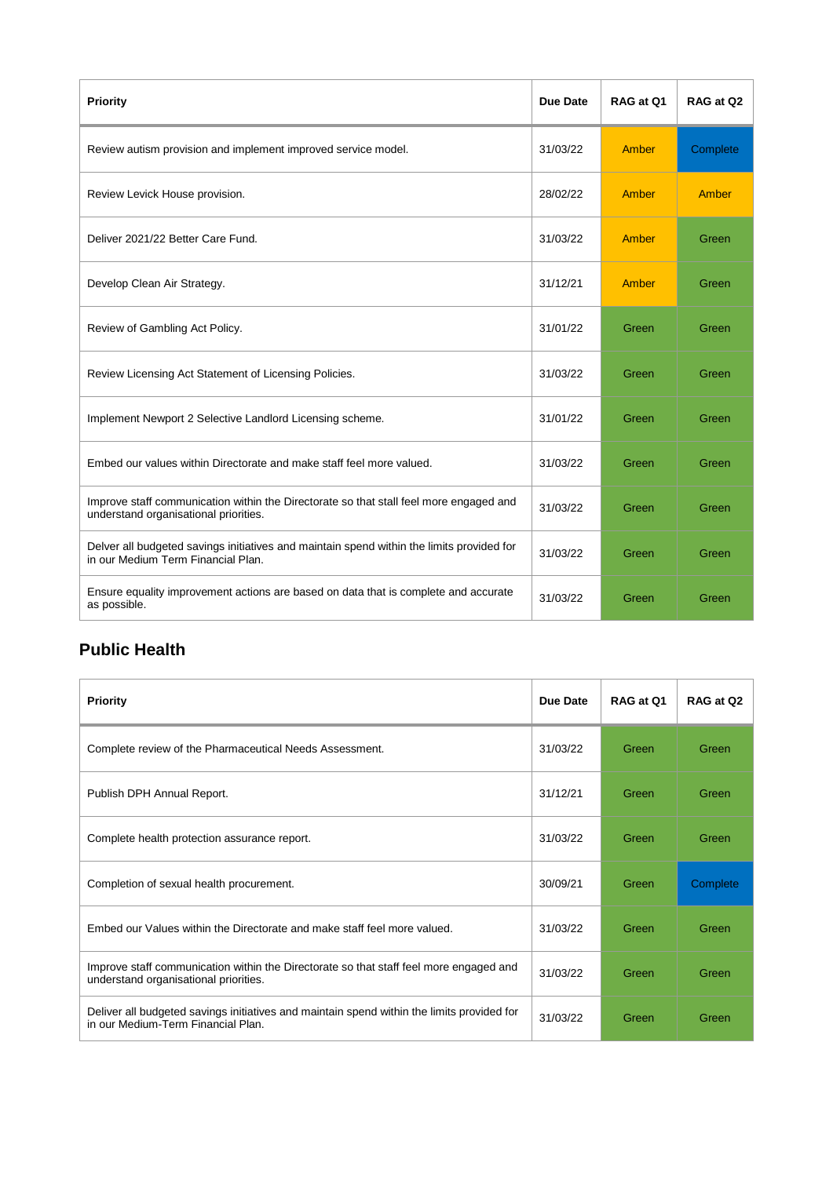| Priority | Due Date | RAG at Q1 | RAG at Q2 |
|---|---|---|---|
| Review autism provision and implement improved service model. | 31/03/22 | Amber | Complete |
| Review Levick House provision. | 28/02/22 | Amber | Amber |
| Deliver 2021/22 Better Care Fund. | 31/03/22 | Amber | Green |
| Develop Clean Air Strategy. | 31/12/21 | Amber | Green |
| Review of Gambling Act Policy. | 31/01/22 | Green | Green |
| Review Licensing Act Statement of Licensing Policies. | 31/03/22 | Green | Green |
| Implement Newport 2 Selective Landlord Licensing scheme. | 31/01/22 | Green | Green |
| Embed our values within Directorate and make staff feel more valued. | 31/03/22 | Green | Green |
| Improve staff communication within the Directorate so that stall feel more engaged and understand organisational priorities. | 31/03/22 | Green | Green |
| Delver all budgeted savings initiatives and maintain spend within the limits provided for in our Medium Term Financial Plan. | 31/03/22 | Green | Green |
| Ensure equality improvement actions are based on data that is complete and accurate as possible. | 31/03/22 | Green | Green |

## Public Health

| Priority | Due Date | RAG at Q1 | RAG at Q2 |
|---|---|---|---|
| Complete review of the Pharmaceutical Needs Assessment. | 31/03/22 | Green | Green |
| Publish DPH Annual Report. | 31/12/21 | Green | Green |
| Complete health protection assurance report. | 31/03/22 | Green | Green |
| Completion of sexual health procurement. | 30/09/21 | Green | Complete |
| Embed our Values within the Directorate and make staff feel more valued. | 31/03/22 | Green | Green |
| Improve staff communication within the Directorate so that staff feel more engaged and understand organisational priorities. | 31/03/22 | Green | Green |
| Delver all budgeted savings initiatives and maintain spend within the limits provided for in our Medium-Term Financial Plan. | 31/03/22 | Green | Green |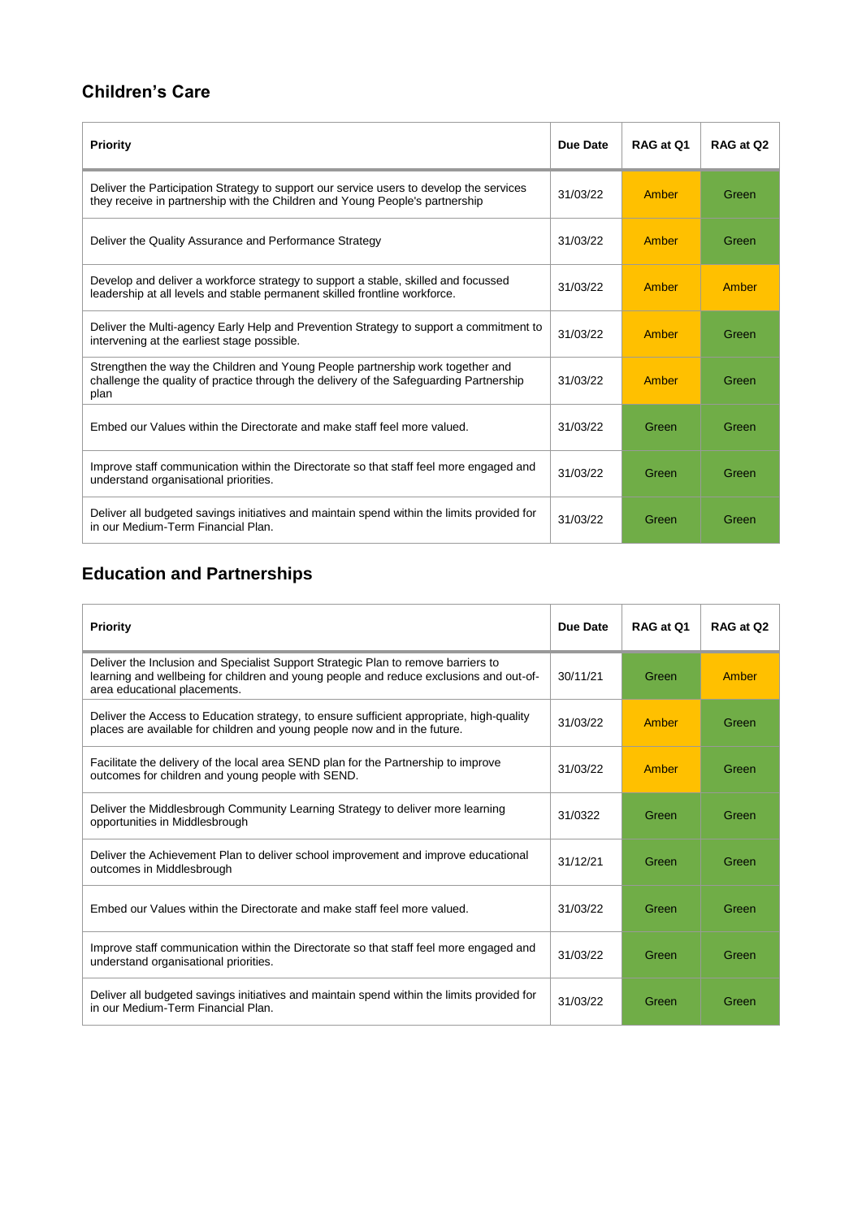## Children's Care

| Priority | Due Date | RAG at Q1 | RAG at Q2 |
|---|---|---|---|
| Deliver the Participation Strategy to support our service users to develop the services they receive in partnership with the Children and Young People's partnership | 31/03/22 | Amber | Green |
| Deliver the Quality Assurance and Performance Strategy | 31/03/22 | Amber | Green |
| Develop and deliver a workforce strategy to support a stable, skilled and focussed leadership at all levels and stable permanent skilled frontline workforce. | 31/03/22 | Amber | Amber |
| Deliver the Multi-agency Early Help and Prevention Strategy to support a commitment to intervening at the earliest stage possible. | 31/03/22 | Amber | Green |
| Strengthen the way the Children and Young People partnership work together and challenge the quality of practice through the delivery of the Safeguarding Partnership plan | 31/03/22 | Amber | Green |
| Embed our Values within the Directorate and make staff feel more valued. | 31/03/22 | Green | Green |
| Improve staff communication within the Directorate so that staff feel more engaged and understand organisational priorities. | 31/03/22 | Green | Green |
| Deliver all budgeted savings initiatives and maintain spend within the limits provided for in our Medium-Term Financial Plan. | 31/03/22 | Green | Green |

## Education and Partnerships

| Priority | Due Date | RAG at Q1 | RAG at Q2 |
|---|---|---|---|
| Deliver the Inclusion and Specialist Support Strategic Plan to remove barriers to learning and wellbeing for children and young people and reduce exclusions and out-of-area educational placements. | 30/11/21 | Green | Amber |
| Deliver the Access to Education strategy, to ensure sufficient appropriate, high-quality places are available for children and young people now and in the future. | 31/03/22 | Amber | Green |
| Facilitate the delivery of the local area SEND plan for the Partnership to improve outcomes for children and young people with SEND. | 31/03/22 | Amber | Green |
| Deliver the Middlesbrough Community Learning Strategy to deliver more learning opportunities in Middlesbrough | 31/0322 | Green | Green |
| Deliver the Achievement Plan to deliver school improvement and improve educational outcomes in Middlesbrough | 31/12/21 | Green | Green |
| Embed our Values within the Directorate and make staff feel more valued. | 31/03/22 | Green | Green |
| Improve staff communication within the Directorate so that staff feel more engaged and understand organisational priorities. | 31/03/22 | Green | Green |
| Deliver all budgeted savings initiatives and maintain spend within the limits provided for in our Medium-Term Financial Plan. | 31/03/22 | Green | Green |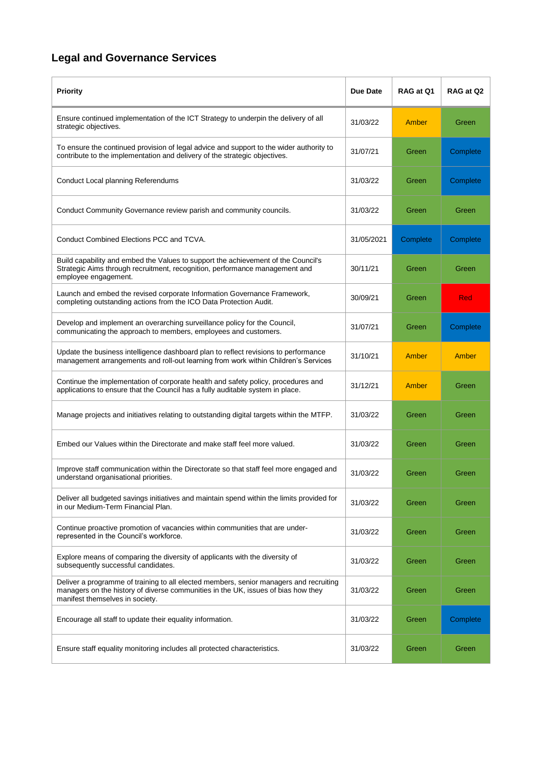## Legal and Governance Services

| Priority | Due Date | RAG at Q1 | RAG at Q2 |
|---|---|---|---|
| Ensure continued implementation of the ICT Strategy to underpin the delivery of all strategic objectives. | 31/03/22 | Amber | Green |
| To ensure the continued provision of legal advice and support to the wider authority to contribute to the implementation and delivery of the strategic objectives. | 31/07/21 | Green | Complete |
| Conduct Local planning Referendums | 31/03/22 | Green | Complete |
| Conduct Community Governance review parish and community councils. | 31/03/22 | Green | Green |
| Conduct Combined Elections PCC and TCVA. | 31/05/2021 | Complete | Complete |
| Build capability and embed the Values to support the achievement of the Council's Strategic Aims through recruitment, recognition, performance management and employee engagement. | 30/11/21 | Green | Green |
| Launch and embed the revised corporate Information Governance Framework, completing outstanding actions from the ICO Data Protection Audit. | 30/09/21 | Green | Red |
| Develop and implement an overarching surveillance policy for the Council, communicating the approach to members, employees and customers. | 31/07/21 | Green | Complete |
| Update the business intelligence dashboard plan to reflect revisions to performance management arrangements and roll-out learning from work within Children's Services | 31/10/21 | Amber | Amber |
| Continue the implementation of corporate health and safety policy, procedures and applications to ensure that the Council has a fully auditable system in place. | 31/12/21 | Amber | Green |
| Manage projects and initiatives relating to outstanding digital targets within the MTFP. | 31/03/22 | Green | Green |
| Embed our Values within the Directorate and make staff feel more valued. | 31/03/22 | Green | Green |
| Improve staff communication within the Directorate so that staff feel more engaged and understand organisational priorities. | 31/03/22 | Green | Green |
| Deliver all budgeted savings initiatives and maintain spend within the limits provided for in our Medium-Term Financial Plan. | 31/03/22 | Green | Green |
| Continue proactive promotion of vacancies within communities that are under-represented in the Council's workforce. | 31/03/22 | Green | Green |
| Explore means of comparing the diversity of applicants with the diversity of subsequently successful candidates. | 31/03/22 | Green | Green |
| Deliver a programme of training to all elected members, senior managers and recruiting managers on the history of diverse communities in the UK, issues of bias how they manifest themselves in society. | 31/03/22 | Green | Green |
| Encourage all staff to update their equality information. | 31/03/22 | Green | Complete |
| Ensure staff equality monitoring includes all protected characteristics. | 31/03/22 | Green | Green |